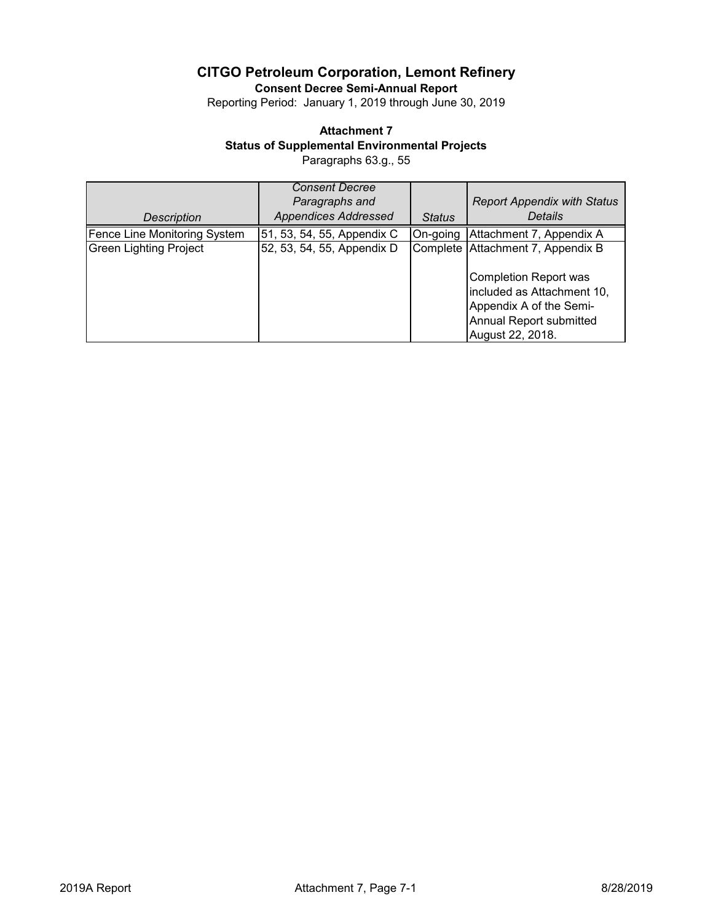# CITGO Petroleum Corporation, Lemont Refinery

**Consent Decree Semi-Annual Report**

Reporting Period: January 1, 2019 through June 30, 2019

## Attachment 7

### Status of Supplemental Environmental Projects

Paragraphs 63.g., 55

| *Description* | *Consent Decree Paragraphs and Appendices Addressed* | *Status* | *Report Appendix with Status Details* |
|---|---|---|---|
| Fence Line Monitoring System | 51, 53, 54, 55, Appendix C | On-going | Attachment 7, Appendix A |
| Green Lighting Project | 52, 53, 54, 55, Appendix D | Complete | Attachment 7, Appendix B<br><br>Completion Report was included as Attachment 10, Appendix A of the Semi-Annual Report submitted August 22, 2018. |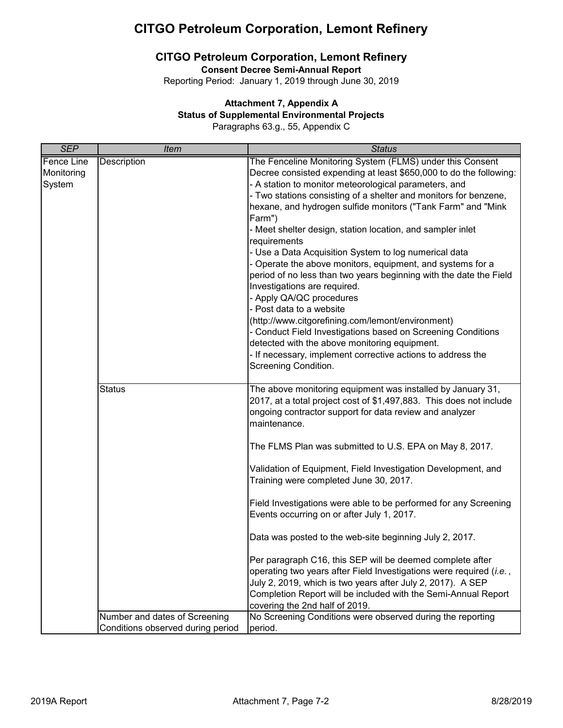# CITGO Petroleum Corporation, Lemont Refinery

## CITGO Petroleum Corporation, Lemont Refinery

**Consent Decree Semi-Annual Report**

Reporting Period: January 1, 2019 through June 30, 2019

**Attachment 7, Appendix A**

**Status of Supplemental Environmental Projects**

Paragraphs 63.g., 55, Appendix C

| *SEP* | *Item* | *Status* |
|---|---|---|
| Fence Line Monitoring System | Description | The Fenceline Monitoring System (FLMS) under this Consent Decree consisted expending at least \$650,000 to do the following:<br>- A station to monitor meteorological parameters, and<br>- Two stations consisting of a shelter and monitors for benzene, hexane, and hydrogen sulfide monitors ("Tank Farm" and "Mink Farm")<br>- Meet shelter design, station location, and sampler inlet requirements<br>- Use a Data Acquisition System to log numerical data<br>- Operate the above monitors, equipment, and systems for a period of no less than two years beginning with the date the Field Investigations are required.<br>- Apply QA/QC procedures<br>- Post data to a website (http://www.citgorefining.com/lemont/environment)<br>- Conduct Field Investigations based on Screening Conditions detected with the above monitoring equipment.<br>- If necessary, implement corrective actions to address the Screening Condition. |
| | Status | The above monitoring equipment was installed by January 31, 2017, at a total project cost of \$1,497,883. This does not include ongoing contractor support for data review and analyzer maintenance.<br><br>The FLMS Plan was submitted to U.S. EPA on May 8, 2017.<br><br>Validation of Equipment, Field Investigation Development, and Training were completed June 30, 2017.<br><br>Field Investigations were able to be performed for any Screening Events occurring on or after July 1, 2017.<br><br>Data was posted to the web-site beginning July 2, 2017.<br><br>Per paragraph C16, this SEP will be deemed complete after operating two years after Field Investigations were required (*i.e.*, July 2, 2019, which is two years after July 2, 2017). A SEP Completion Report will be included with the Semi-Annual Report covering the 2nd half of 2019. |
| | Number and dates of Screening Conditions observed during period | No Screening Conditions were observed during the reporting period. |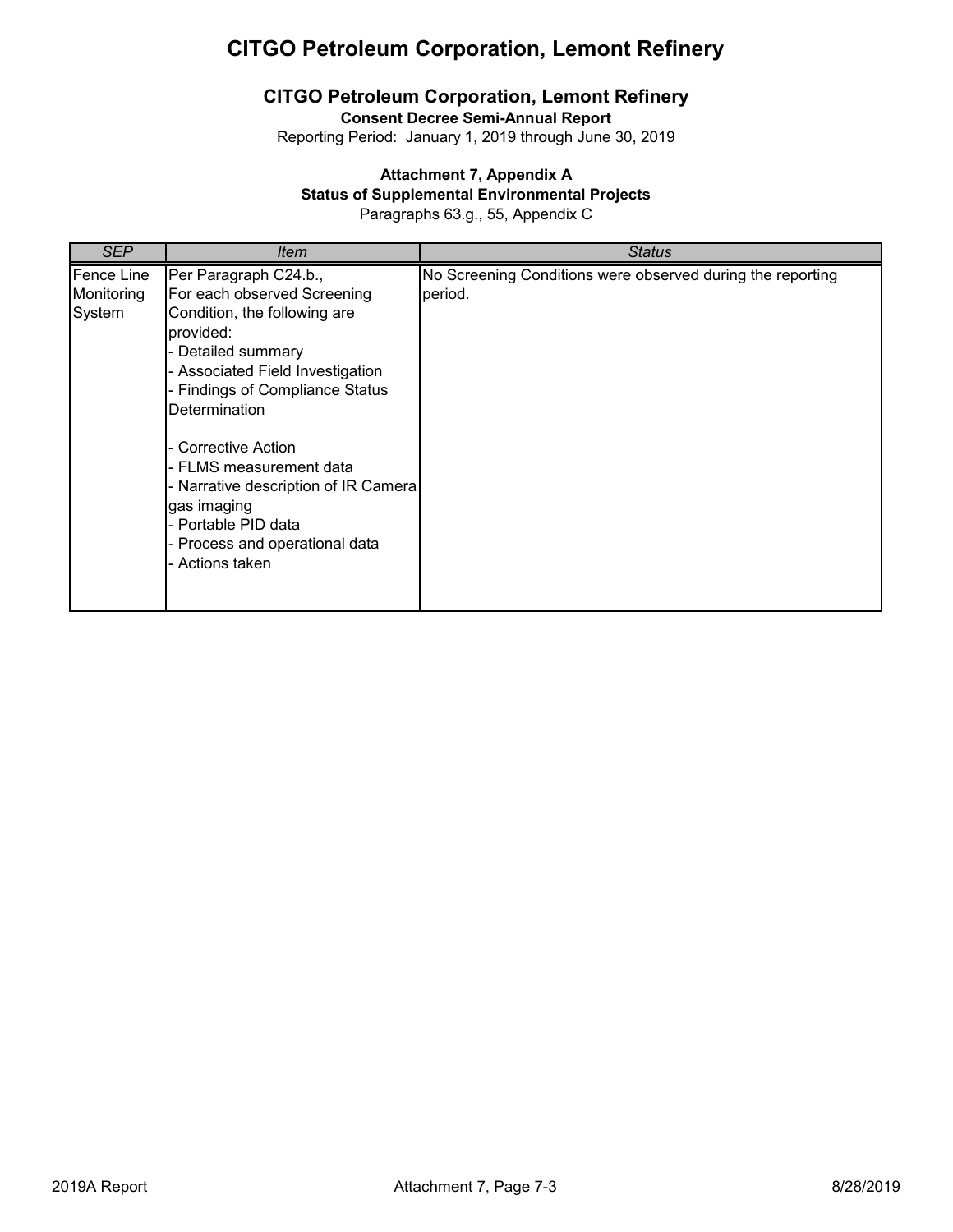# CITGO Petroleum Corporation, Lemont Refinery

## CITGO Petroleum Corporation, Lemont Refinery

**Consent Decree Semi-Annual Report**

Reporting Period: January 1, 2019 through June 30, 2019

**Attachment 7, Appendix A**

**Status of Supplemental Environmental Projects**

Paragraphs 63.g., 55, Appendix C

| *SEP* | *Item* | *Status* |
| --- | --- | --- |
| Fence Line Monitoring System | Per Paragraph C24.b., For each observed Screening Condition, the following are provided:<br>- Detailed summary<br>- Associated Field Investigation<br>- Findings of Compliance Status Determination<br><br>- Corrective Action<br>- FLMS measurement data<br>- Narrative description of IR Camera gas imaging<br>- Portable PID data<br>- Process and operational data<br>- Actions taken | No Screening Conditions were observed during the reporting period. |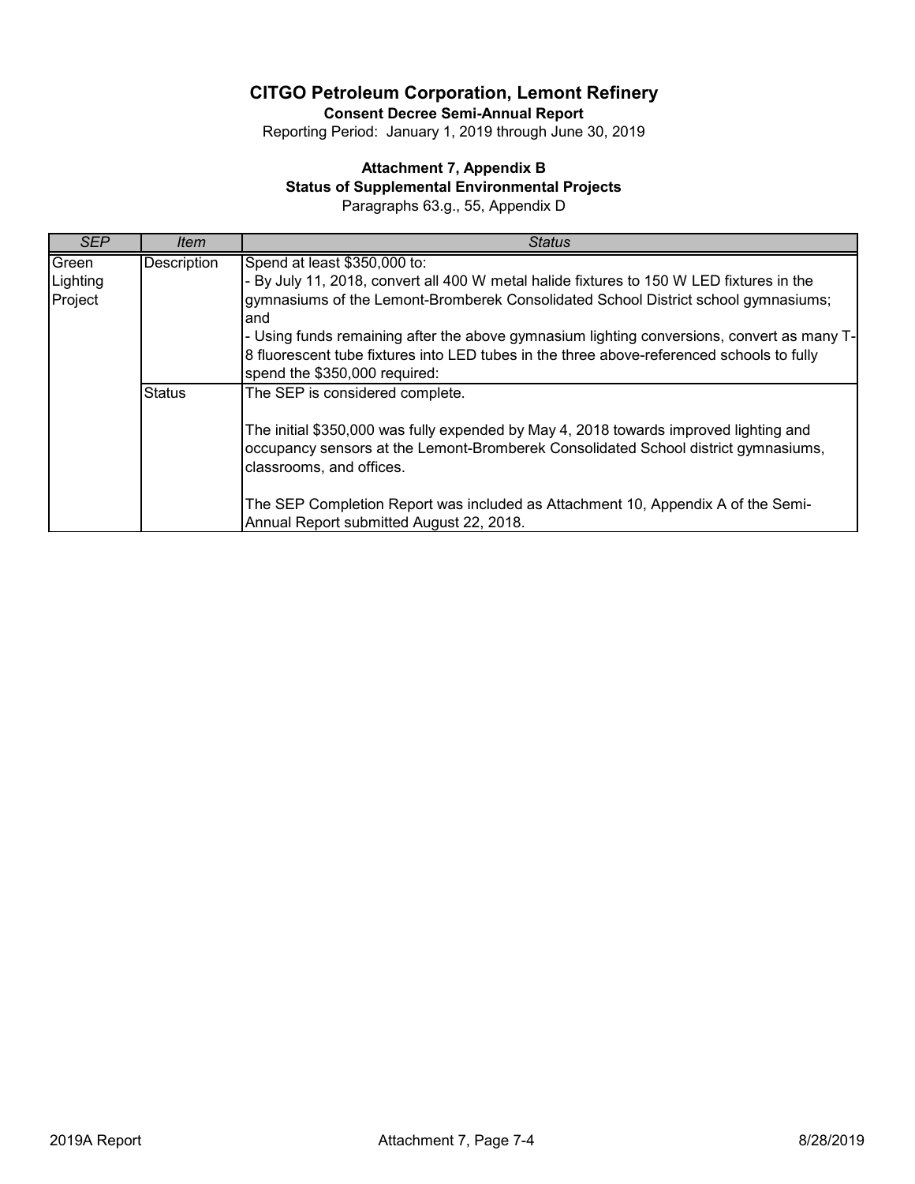# CITGO Petroleum Corporation, Lemont Refinery

**Consent Decree Semi-Annual Report**

Reporting Period: January 1, 2019 through June 30, 2019

## Attachment 7, Appendix B

**Status of Supplemental Environmental Projects**

Paragraphs 63.g., 55, Appendix D

| *SEP* | *Item* | *Status* |
|---|---|---|
| Green Lighting Project | Description | Spend at least $350,000 to:<br>- By July 11, 2018, convert all 400 W metal halide fixtures to 150 W LED fixtures in the gymnasiums of the Lemont-Bromberek Consolidated School District school gymnasiums; and<br>- Using funds remaining after the above gymnasium lighting conversions, convert as many T-8 fluorescent tube fixtures into LED tubes in the three above-referenced schools to fully spend the $350,000 required: |
| | Status | The SEP is considered complete.<br><br>The initial $350,000 was fully expended by May 4, 2018 towards improved lighting and occupancy sensors at the Lemont-Bromberek Consolidated School district gymnasiums, classrooms, and offices.<br><br>The SEP Completion Report was included as Attachment 10, Appendix A of the Semi-Annual Report submitted August 22, 2018. |